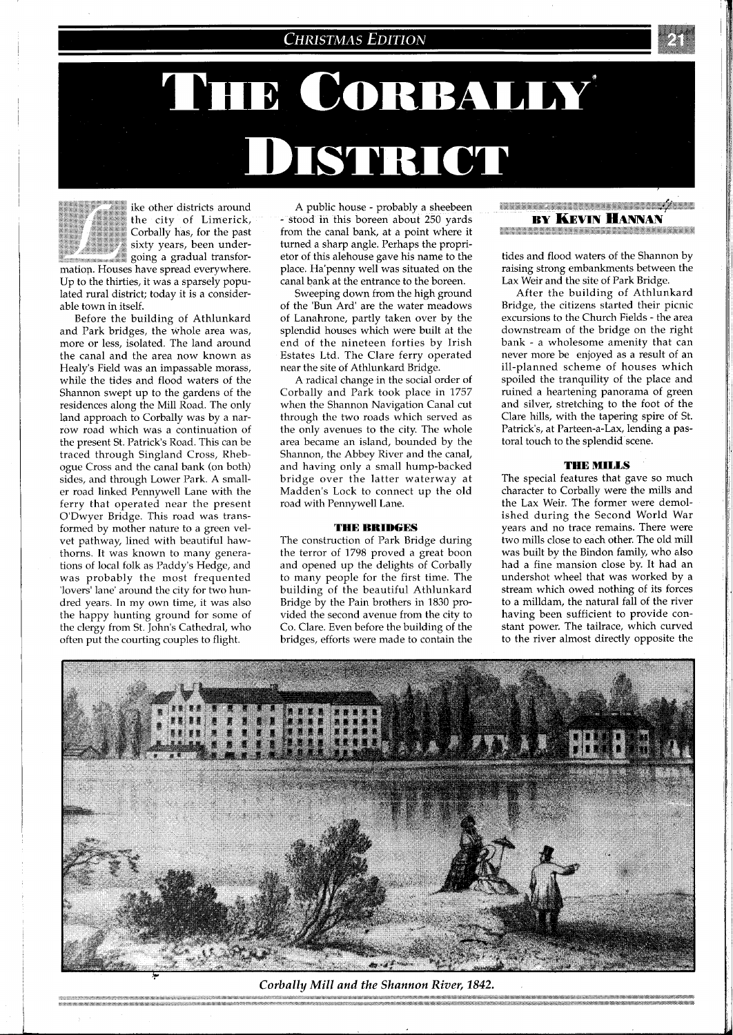# The Corbally District

## By Kevin Hannan

Like other districts around the city of Limerick, Corbally has, for the past sixty years, been undergoing a gradual transformation. Houses have spread everywhere. Up to the thirties, it was a sparsely populated rural district; today it is a considerable town in itself.

Before the building of Athlunkard and Park bridges, the whole area was, more or less, isolated. The land around the canal and the area now known as Healy's Field was an impassable morass, while the tides and flood waters of the Shannon swept up to the gardens of the residences along the Mill Road. The only land approach to Corbally was by a narrow road which was a continuation of the present St. Patrick's Road. This can be traced through Singland Cross, Rhebogue Cross and the canal bank (on both) sides, and through Lower Park. A smaller road linked Pennywell Lane with the ferry that operated near the present O'Dwyer Bridge. This road was transformed by mother nature to a green velvet pathway, lined with beautiful hawthorns. It was known to many generations of local folk as Paddy's Hedge, and was probably the most frequented 'lovers' lane' around the city for two hundred years. In my own time, it was also the happy hunting ground for some of the clergy from St. John's Cathedral, who often put the courting couples to flight.

A public house - probably a sheebeen - stood in this boreen about 250 yards from the canal bank, at a point where it turned a sharp angle. Perhaps the proprietor of this alehouse gave his name to the place. Ha'penny well was situated on the canal bank at the entrance to the boreen.

Sweeping down from the high ground of the 'Bun Ard' are the water meadows of Lanahrone, partly taken over by the splendid houses which were built at the end of the nineteen forties by Irish Estates Ltd. The Clare ferry operated near the site of Athlunkard Bridge.

A radical change in the social order of Corbally and Park took place in 1757 when the Shannon Navigation Canal cut through the two roads which served as the only avenues to the city. The whole area became an island, bounded by the Shannon, the Abbey River and the canal, and having only a small hump-backed bridge over the latter waterway at Madden's Lock to connect up the old road with Pennywell Lane.

### THE BRIDGES

The construction of Park Bridge during the terror of 1798 proved a great boon and opened up the delights of Corbally to many people for the first time. The building of the beautiful Athlunkard Bridge by the Pain brothers in 1830 provided the second avenue from the city to Co. Clare. Even before the building of the bridges, efforts were made to contain the tides and flood waters of the Shannon by raising strong embankments between the Lax Weir and the site of Park Bridge.

After the building of Athlunkard Bridge, the citizens started their picnic excursions to the Church Fields - the area downstream of the bridge on the right bank - a wholesome amenity that can never more be enjoyed as a result of an ill-planned scheme of houses which spoiled the tranquility of the place and ruined a heartening panorama of green and silver, stretching to the foot of the Clare hills, with the tapering spire of St. Patrick's, at Parteen-a-Lax, lending a pastoral touch to the splendid scene.

### THE MILLS

The special features that gave so much character to Corbally were the mills and the Lax Weir. The former were demolished during the Second World War years and no trace remains. There were two mills close to each other. The old mill was built by the Bindon family, who also had a fine mansion close by. It had an undershot wheel that was worked by a stream which owed nothing of its forces to a milldam, the natural fall of the river having been sufficient to provide constant power. The tailrace, which curved to the river almost directly opposite the

*Corbally Mill and the Shannon River, 1842.*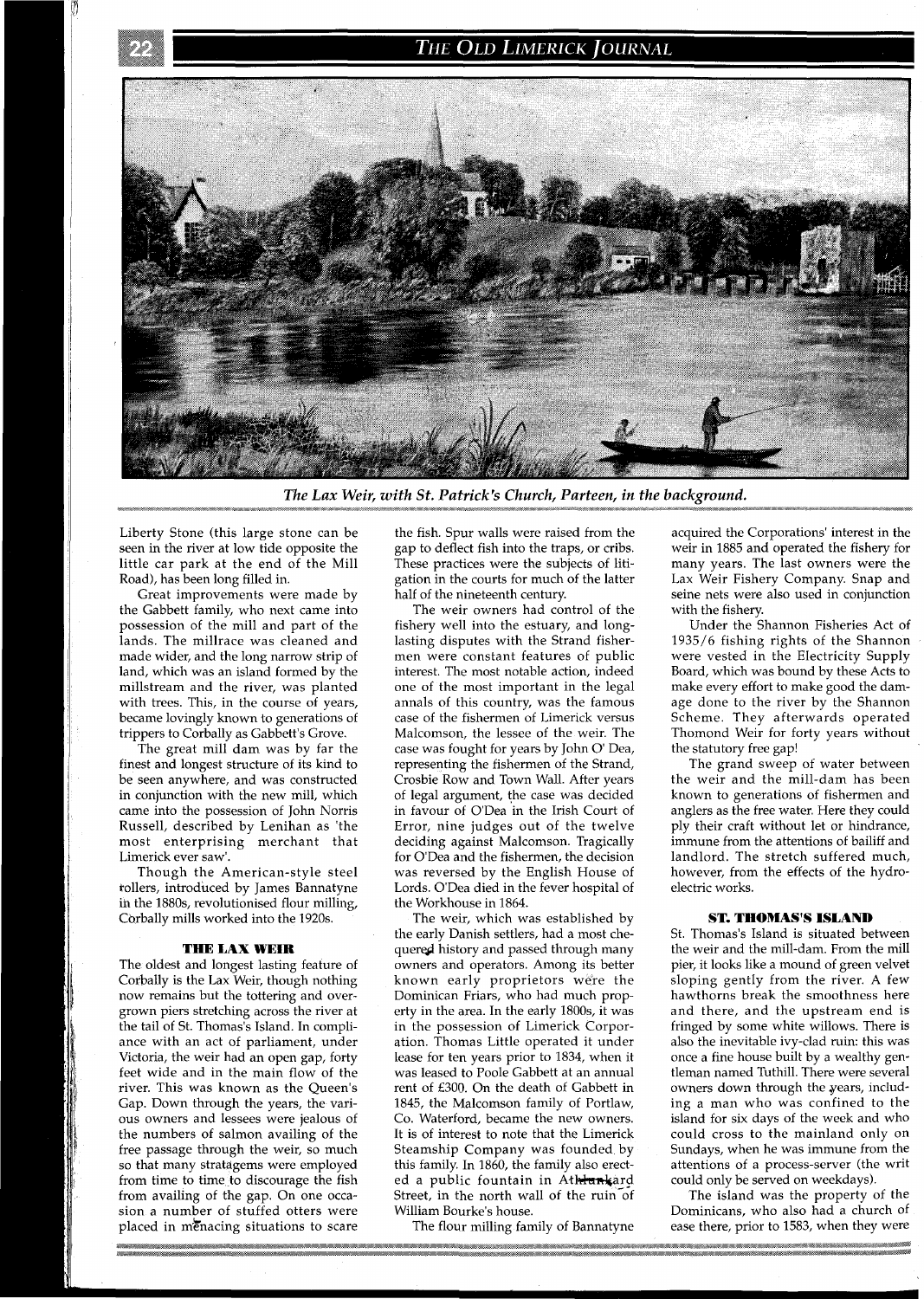*The Lax Weir, with St. Patrick's Church, Parteen, in the background.*

Liberty Stone (this large stone can be seen in the river at low tide opposite the little car park at the end of the Mill Road), has been long filled in.

Great improvements were made by the Gabbett family, who next came into possession of the mill and part of the lands. The millrace was cleaned and made wider, and the long narrow strip of land, which was an island formed by the millstream and the river, was planted with trees. This, in the course of years, became lovingly known to generations of trippers to Corbally as Gabbett's Grove.

The great mill dam was by far the finest and longest structure of its kind to be seen anywhere, and was constructed in conjunction with the new mill, which came into the possession of John Norris Russell, described by Lenihan as 'the most enterprising merchant that Limerick ever saw'.

Though the American-style steel rollers, introduced by James Bannatyne in the 1880s, revolutionised flour milling, Corbally mills worked into the 1920s.

### THE LAX WEIR

The oldest and longest lasting feature of Corbally is the Lax Weir, though nothing now remains but the tottering and overgrown piers stretching across the river at the tail of St. Thomas's Island. In compliance with an act of parliament, under Victoria, the weir had an open gap, forty feet wide and in the main flow of the river. This was known as the Queen's Gap. Down through the years, the various owners and lessees were jealous of the numbers of salmon availing of the free passage through the weir, so much so that many stratagems were employed from time to time to discourage the fish from availing of the gap. On one occasion a number of stuffed otters were placed in menacing situations to scare the fish. Spur walls were raised from the gap to deflect fish into the traps, or cribs. These practices were the subjects of litigation in the courts for much of the latter half of the nineteenth century.

The weir owners had control of the fishery well into the estuary, and long-lasting disputes with the Strand fishermen were constant features of public interest. The most notable action, indeed one of the most important in the legal annals of this country, was the famous case of the fishermen of Limerick versus Malcomson, the lessee of the weir. The case was fought for years by John O' Dea, representing the fishermen of the Strand, Crosbie Row and Town Wall. After years of legal argument, the case was decided in favour of O'Dea in the Irish Court of Error, nine judges out of the twelve deciding against Malcomson. Tragically for O'Dea and the fishermen, the decision was reversed by the English House of Lords. O'Dea died in the fever hospital of the Workhouse in 1864.

The weir, which was established by the early Danish settlers, had a most chequered history and passed through many owners and operators. Among its better known early proprietors were the Dominican Friars, who had much property in the area. In the early 1800s, it was in the possession of Limerick Corporation. Thomas Little operated it under lease for ten years prior to 1834, when it was leased to Poole Gabbett at an annual rent of £300. On the death of Gabbett in 1845, the Malcomson family of Portlaw, Co. Waterford, became the new owners. It is of interest to note that the Limerick Steamship Company was founded by this family. In 1860, the family also erected a public fountain in Athlunkard Street, in the north wall of the ruin of William Bourke's house.

The flour milling family of Bannatyne acquired the Corporations' interest in the weir in 1885 and operated the fishery for many years. The last owners were the Lax Weir Fishery Company. Snap and seine nets were also used in conjunction with the fishery.

Under the Shannon Fisheries Act of 1935/6 fishing rights of the Shannon were vested in the Electricity Supply Board, which was bound by these Acts to make every effort to make good the damage done to the river by the Shannon Scheme. They afterwards operated Thomond Weir for forty years without the statutory free gap!

The grand sweep of water between the weir and the mill-dam has been known to generations of fishermen and anglers as the free water. Here they could ply their craft without let or hindrance, immune from the attentions of bailiff and landlord. The stretch suffered much, however, from the effects of the hydro-electric works.

### ST. THOMAS'S ISLAND

St. Thomas's Island is situated between the weir and the mill-dam. From the mill pier, it looks like a mound of green velvet sloping gently from the river. A few hawthorns break the smoothness here and there, and the upstream end is fringed by some white willows. There is also the inevitable ivy-clad ruin: this was once a fine house built by a wealthy gentleman named Tuthill. There were several owners down through the years, including a man who was confined to the island for six days of the week and who could cross to the mainland only on Sundays, when he was immune from the attentions of a process-server (the writ could only be served on weekdays).

The island was the property of the Dominicans, who also had a church of ease there, prior to 1583, when they were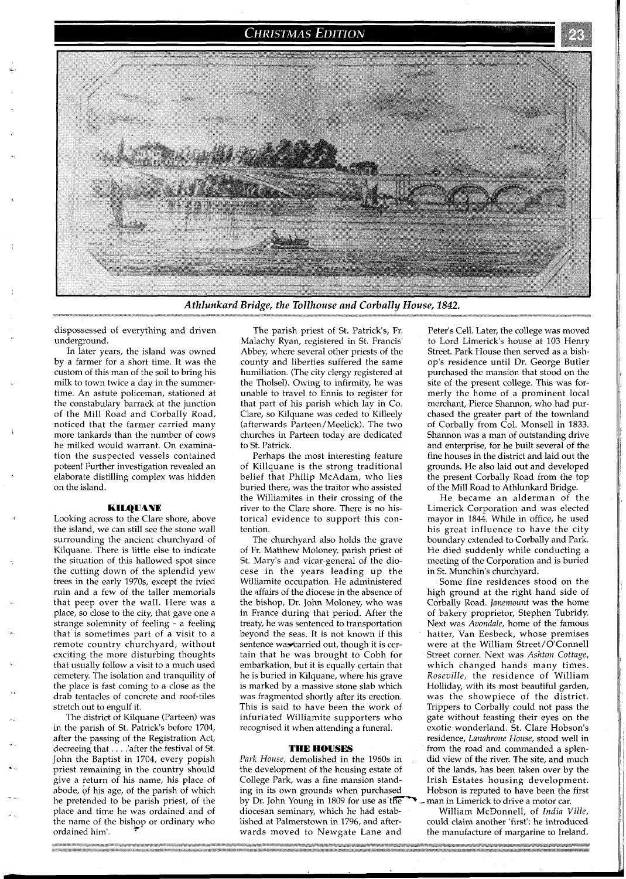*Athlunkard Bridge, the Tollhouse and Corbally House, 1842.*

dispossessed of everything and driven underground.

In later years, the island was owned by a farmer for a short time. It was the custom of this man of the soil to bring his milk to town twice a day in the summertime. An astute policeman, stationed at the constabulary barrack at the junction of the Mill Road and Corbally Road, noticed that the farmer carried many more tankards than the number of cows he milked would warrant. On examination the suspected vessels contained poteen! Further investigation revealed an elaborate distilling complex was hidden on the island.

### KILQUANE

Looking across to the Clare shore, above the island, we can still see the stone wall surrounding the ancient churchyard of Kilquane. There is little else to indicate the situation of this hallowed spot since the cutting down of the splendid yew trees in the early 1970s, except the ivied ruin and a few of the taller memorials that peep over the wall. Here was a place, so close to the city, that gave one a strange solemnity of feeling - a feeling that is sometimes part of a visit to a remote country churchyard, without exciting the more disturbing thoughts that usually follow a visit to a much used cemetery. The isolation and tranquility of the place is fast coming to a close as the drab tentacles of concrete and roof-tiles stretch out to engulf it.

The district of Kilquane (Parteen) was in the parish of St. Patrick's before 1704, after the passing of the Registration Act, decreeing that . . . .'after the festival of St. John the Baptist in 1704, every popish priest remaining in the country should give a return of his name, his place of abode, of his age, of the parish of which he pretended to be parish priest, of the place and time he was ordained and of the name of the bishop or ordinary who ordained him'.

The parish priest of St. Patrick's, Fr. Malachy Ryan, registered in St. Francis' Abbey, where several other priests of the county and liberties suffered the same humiliation. (The city clergy registered at the Tholsel). Owing to infirmity, he was unable to travel to Ennis to register for that part of his parish which lay in Co. Clare, so Kilquane was ceded to Killeely (afterwards Parteen/Meelick). The two churches in Parteen today are dedicated to St. Patrick.

Perhaps the most interesting feature of Killquane is the strong traditional belief that Philip McAdam, who lies buried there, was the traitor who assisted the Williamites in their crossing of the river to the Clare shore. There is no historical evidence to support this contention.

The churchyard also holds the grave of Fr. Matthew Moloney, parish priest of St. Mary's and vicar-general of the diocese in the years leading up the Williamite occupation. He administered the affairs of the diocese in the absence of the bishop, Dr. John Moloney, who was in France during that period. After the treaty, he was sentenced to transportation beyond the seas. It is not known if this sentence was carried out, though it is certain that he was brought to Cobh for embarkation, but it is equally certain that he is buried in Kilquane, where his grave is marked by a massive stone slab which was fragmented shortly after its erection. This is said to have been the work of infuriated Williamite supporters who recognised it when attending a funeral.

### THE HOUSES

*Park House*, demolished in the 1960s in the development of the housing estate of College Park, was a fine mansion standing in its own grounds when purchased by Dr. John Young in 1809 for use as the diocesan seminary, which he had established at Palmerstown in 1796, and afterwards moved to Newgate Lane and Peter's Cell. Later, the college was moved to Lord Limerick's house at 103 Henry Street. Park House then served as a bishop's residence until Dr. George Butler purchased the mansion that stood on the site of the present college. This was formerly the home of a prominent local merchant, Pierce Shannon, who had purchased the greater part of the townland of Corbally from Col. Monsell in 1833. Shannon was a man of outstanding drive and enterprise, for he built several of the fine houses in the district and laid out the grounds. He also laid out and developed the present Corbally Road from the top of the Mill Road to Athlunkard Bridge.

He became an alderman of the Limerick Corporation and was elected mayor in 1844. While in office, he used his great influence to have the city boundary extended to Corbally and Park. He died suddenly while conducting a meeting of the Corporation and is buried in St. Munchin's churchyard.

Some fine residences stood on the high ground at the right hand side of Corbally Road. *Janemount* was the home of bakery proprietor, Stephen Tubridy. Next was *Avondale*, home of the famous hatter, Van Eesbeck, whose premises were at the William Street/O'Connell Street corner. Next was *Ashton Cottage*, which changed hands many times. *Roseville*, the residence of William Holliday, with its most beautiful garden, was the showpiece of the district. Trippers to Corbally could not pass the gate without feasting their eyes on the exotic wonderland. St. Clare Hobson's residence, *Lanahrone House*, stood well in from the road and commanded a splendid view of the river. The site, and much of the lands, has been taken over by the Irish Estates housing development. Hobson is reputed to have been the first man in Limerick to drive a motor car.

William McDonnell, of *India Ville*, could claim another 'first': he introduced the manufacture of margarine to Ireland.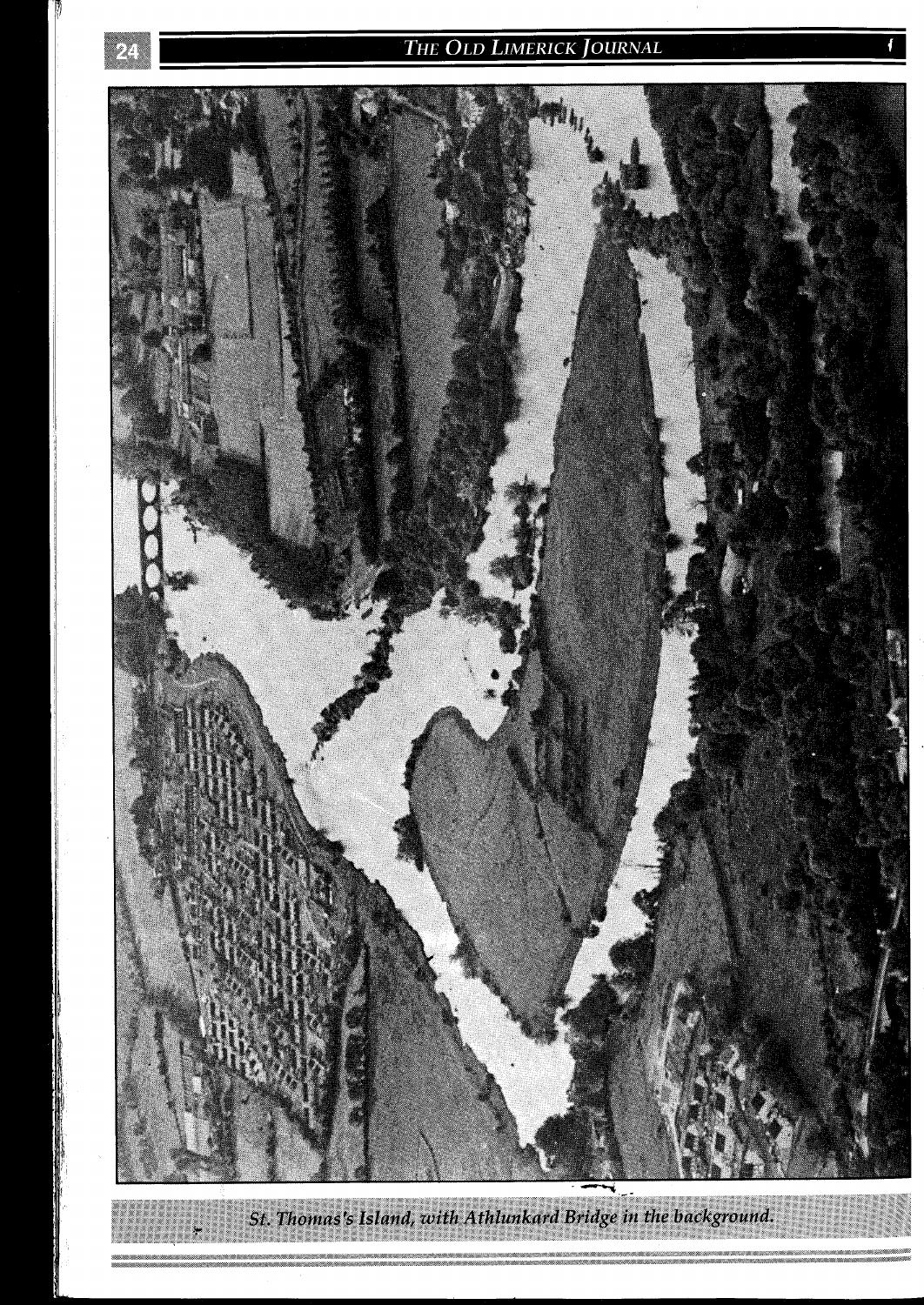St. Thomas's Island, with Athlunkard Bridge in the background.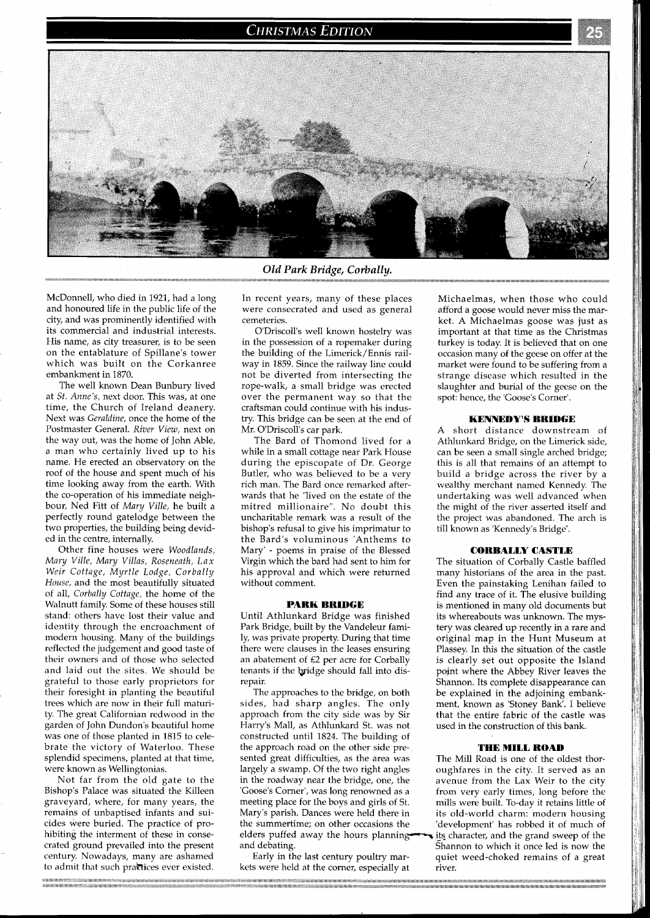*Old Park Bridge, Corbally.*

McDonnell, who died in 1921, had a long and honoured life in the public life of the city, and was prominently identified with its commercial and industrial interests. His name, as city treasurer, is to be seen on the entablature of Spillane's tower which was built on the Corkanree embankment in 1870.

The well known Dean Bunbury lived at *St. Anne's*, next door. This was, at one time, the Church of Ireland deanery. Next was *Geraldine*, once the home of the Postmaster General. *River View*, next on the way out, was the home of John Able, a man who certainly lived up to his name. He erected an observatory on the roof of the house and spent much of his time looking away from the earth. With the co-operation of his immediate neighbour, Ned Fitt of *Mary Ville*, he built a perfectly round gatelodge between the two properties, the building being devided in the centre, internally.

Other fine houses were *Woodlands, Mary Ville, Mary Villas, Roseneath, Lax Weir Cottage, Myrtle Lodge, Corbally House*, and the most beautifully situated of all, *Corbally Cottage*, the home of the Walnutt family. Some of these houses still stand: others have lost their value and identity through the encroachment of modern housing. Many of the buildings reflected the judgement and good taste of their owners and of those who selected and laid out the sites. We should be grateful to those early proprietors for their foresight in planting the beautiful trees which are now in their full maturity. The great Californian redwood in the garden of John Dundon's beautiful home was one of those planted in 1815 to celebrate the victory of Waterloo. These splendid specimens, planted at that time, were known as Wellingtonias.

Not far from the old gate to the Bishop's Palace was situated the Killeen graveyard, where, for many years, the remains of unbaptised infants and suicides were buried. The practice of prohibiting the interment of these in consecrated ground prevailed into the present century. Nowadays, many are ashamed to admit that such practices ever existed. In recent years, many of these places were consecrated and used as general cemeteries.

O'Driscoll's well known hostelry was in the possession of a ropemaker during the building of the Limerick/Ennis railway in 1859. Since the railway line could not be diverted from intersecting the rope-walk, a small bridge was erected over the permanent way so that the craftsman could continue with his industry. This bridge can be seen at the end of Mr. O'Driscoll's car park.

The Bard of Thomond lived for a while in a small cottage near Park House during the episcopate of Dr. George Butler, who was believed to be a very rich man. The Bard once remarked afterwards that he "lived on the estate of the mitred millionaire". No doubt this uncharitable remark was a result of the bishop's refusal to give his imprimatur to the Bard's voluminous 'Anthems to Mary' - poems in praise of the Blessed Virgin which the bard had sent to him for his approval and which were returned without comment.

### PARK BRIDGE

Until Athlunkard Bridge was finished Park Bridge, built by the Vandeleur family, was private property. During that time there were clauses in the leases ensuring an abatement of £2 per acre for Corbally tenants if the bridge should fall into disrepair.

The approaches to the bridge, on both sides, had sharp angles. The only approach from the city side was by Sir Harry's Mall, as Athlunkard St. was not constructed until 1824. The building of the approach road on the other side presented great difficulties, as the area was largely a swamp. Of the two right angles in the roadway near the bridge, one, the 'Goose's Corner', was long renowned as a meeting place for the boys and girls of St. Mary's parish. Dances were held there in the summertime; on other occasions the elders puffed away the hours planning and debating.

Early in the last century poultry markets were held at the corner, especially at Michaelmas, when those who could afford a goose would never miss the market. A Michaelmas goose was just as important at that time as the Christmas turkey is today. It is believed that on one occasion many of the geese on offer at the market were found to be suffering from a strange disease which resulted in the slaughter and burial of the geese on the spot: hence, the 'Goose's Corner'.

### KENNEDY'S BRIDGE

A short distance downstream of Athlunkard Bridge, on the Limerick side, can be seen a small single arched bridge; this is all that remains of an attempt to build a bridge across the river by a wealthy merchant named Kennedy. The undertaking was well advanced when the might of the river asserted itself and the project was abandoned. The arch is till known as 'Kennedy's Bridge'.

### CORBALLY CASTLE

The situation of Corbally Castle baffled many historians of the area in the past. Even the painstaking Lenihan failed to find any trace of it. The elusive building is mentioned in many old documents but its whereabouts was unknown. The mystery was cleared up recently in a rare and original map in the Hunt Museum at Plassey. In this the situation of the castle is clearly set out opposite the Island point where the Abbey River leaves the Shannon. Its complete disappearance can be explained in the adjoining embankment, known as 'Stoney Bank'. I believe that the entire fabric of the castle was used in the construction of this bank.

### THE MILL ROAD

The Mill Road is one of the oldest thoroughfares in the city. It served as an avenue from the Lax Weir to the city from very early times, long before the mills were built. To-day it retains little of its old-world charm: modern housing 'development' has robbed it of much of its character, and the grand sweep of the Shannon to which it once led is now the quiet weed-choked remains of a great river.